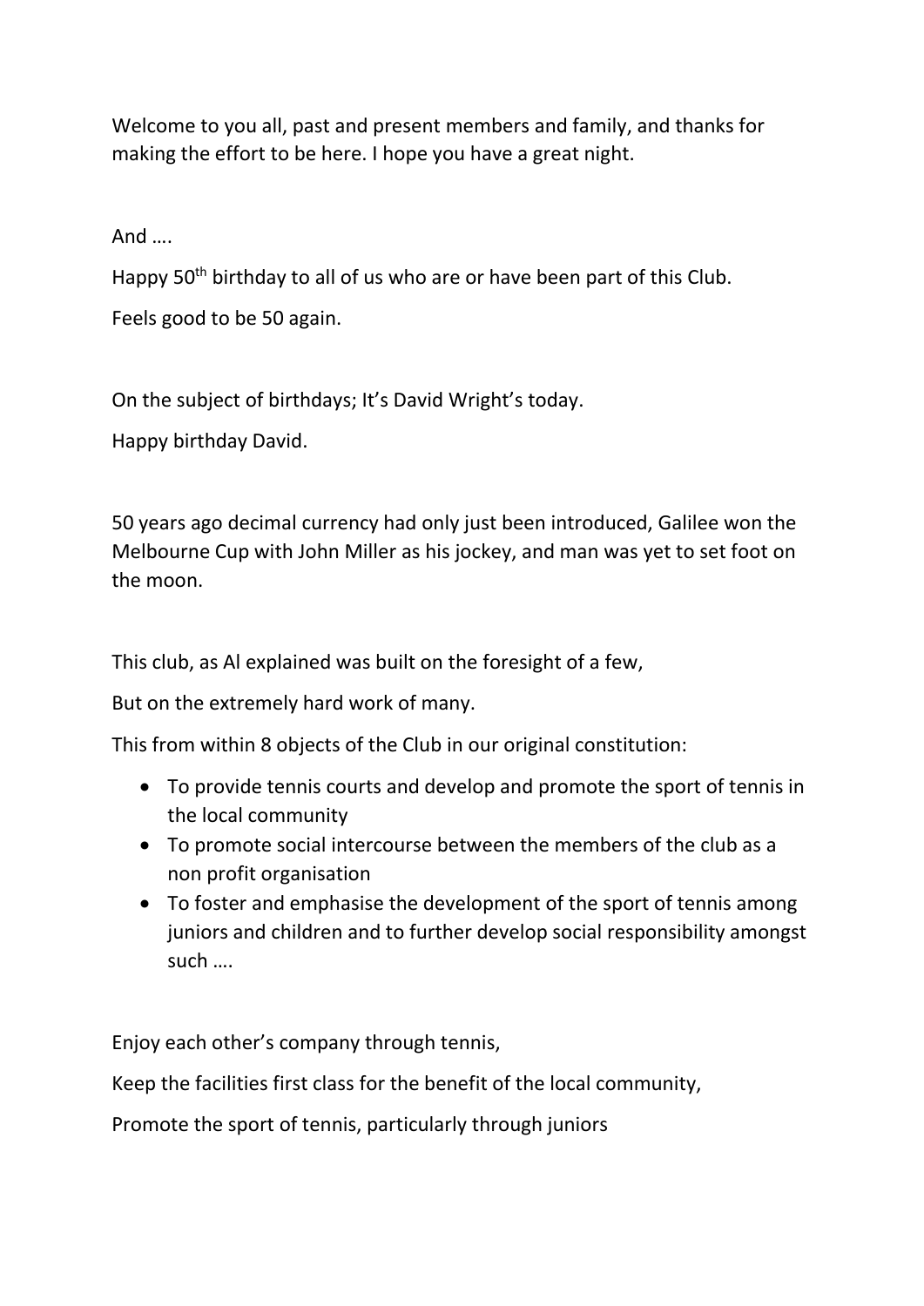Welcome to you all, past and present members and family, and thanks for making the effort to be here. I hope you have a great night.

And ….

Happy 50th birthday to all of us who are or have been part of this Club.

Feels good to be 50 again.

On the subject of birthdays; It's David Wright's today.

Happy birthday David.

50 years ago decimal currency had only just been introduced, Galilee won the Melbourne Cup with John Miller as his jockey, and man was yet to set foot on the moon.

This club, as Al explained was built on the foresight of a few,

But on the extremely hard work of many.

This from within 8 objects of the Club in our original constitution:

- To provide tennis courts and develop and promote the sport of tennis in the local community
- To promote social intercourse between the members of the club as a non profit organisation
- To foster and emphasise the development of the sport of tennis among juniors and children and to further develop social responsibility amongst such ….

Enjoy each other's company through tennis,

Keep the facilities first class for the benefit of the local community,

Promote the sport of tennis, particularly through juniors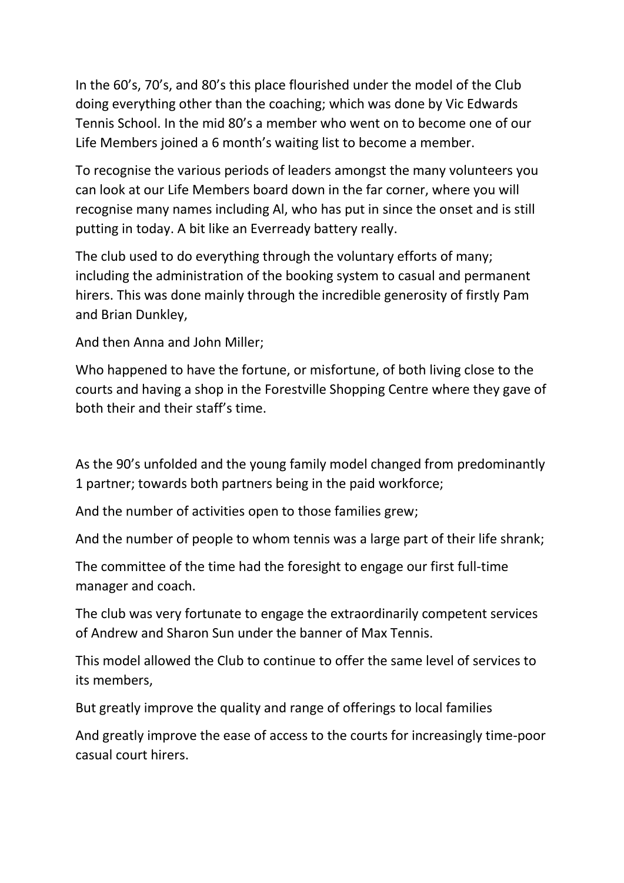In the 60's, 70's, and 80's this place flourished under the model of the Club doing everything other than the coaching; which was done by Vic Edwards Tennis School. In the mid 80's a member who went on to become one of our Life Members joined a 6 month's waiting list to become a member.

To recognise the various periods of leaders amongst the many volunteers you can look at our Life Members board down in the far corner, where you will recognise many names including Al, who has put in since the onset and is still putting in today. A bit like an Everready battery really.

The club used to do everything through the voluntary efforts of many; including the administration of the booking system to casual and permanent hirers. This was done mainly through the incredible generosity of firstly Pam and Brian Dunkley,

And then Anna and John Miller;

Who happened to have the fortune, or misfortune, of both living close to the courts and having a shop in the Forestville Shopping Centre where they gave of both their and their staff's time.

As the 90's unfolded and the young family model changed from predominantly 1 partner; towards both partners being in the paid workforce;

And the number of activities open to those families grew;

And the number of people to whom tennis was a large part of their life shrank;

The committee of the time had the foresight to engage our first full-time manager and coach.

The club was very fortunate to engage the extraordinarily competent services of Andrew and Sharon Sun under the banner of Max Tennis.

This model allowed the Club to continue to offer the same level of services to its members,

But greatly improve the quality and range of offerings to local families

And greatly improve the ease of access to the courts for increasingly time-poor casual court hirers.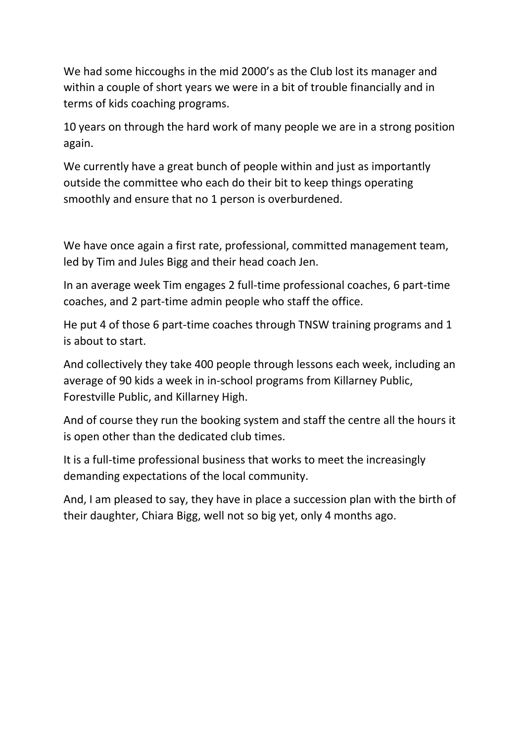We had some hiccoughs in the mid 2000's as the Club lost its manager and within a couple of short years we were in a bit of trouble financially and in terms of kids coaching programs.

10 years on through the hard work of many people we are in a strong position again.

We currently have a great bunch of people within and just as importantly outside the committee who each do their bit to keep things operating smoothly and ensure that no 1 person is overburdened.

We have once again a first rate, professional, committed management team, led by Tim and Jules Bigg and their head coach Jen.

In an average week Tim engages 2 full-time professional coaches, 6 part-time coaches, and 2 part-time admin people who staff the office.

He put 4 of those 6 part-time coaches through TNSW training programs and 1 is about to start.

And collectively they take 400 people through lessons each week, including an average of 90 kids a week in in-school programs from Killarney Public, Forestville Public, and Killarney High.

And of course they run the booking system and staff the centre all the hours it is open other than the dedicated club times.

It is a full-time professional business that works to meet the increasingly demanding expectations of the local community.

And, I am pleased to say, they have in place a succession plan with the birth of their daughter, Chiara Bigg, well not so big yet, only 4 months ago.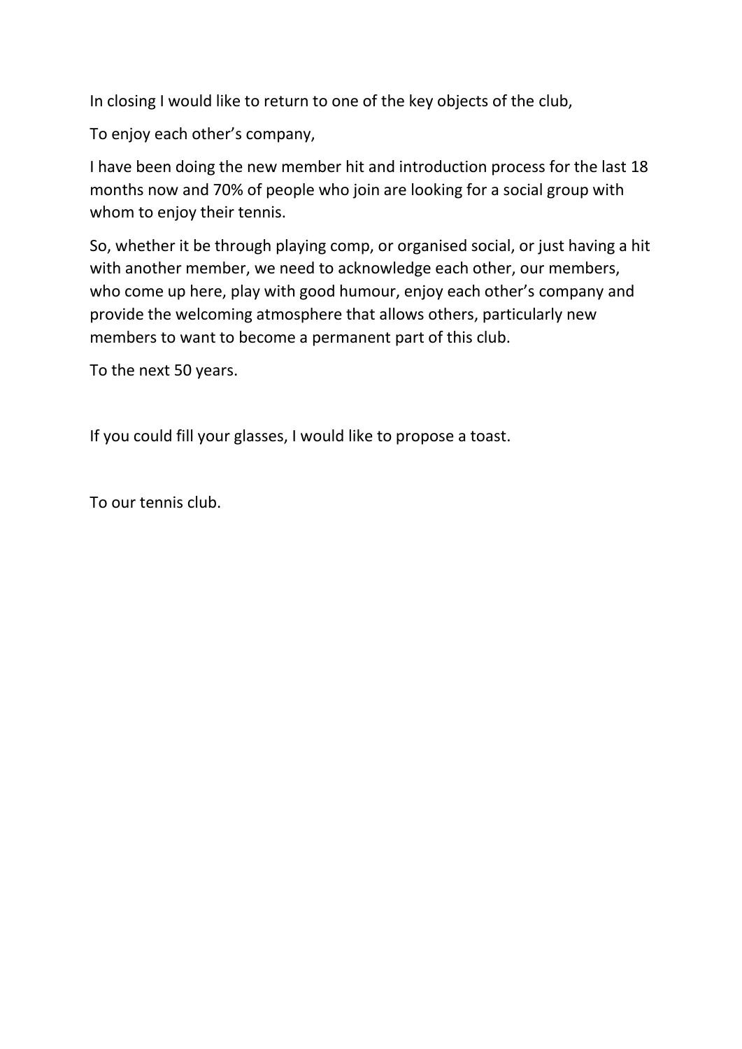In closing I would like to return to one of the key objects of the club,

To enjoy each other's company,

I have been doing the new member hit and introduction process for the last 18 months now and 70% of people who join are looking for a social group with whom to enjoy their tennis.

So, whether it be through playing comp, or organised social, or just having a hit with another member, we need to acknowledge each other, our members, who come up here, play with good humour, enjoy each other's company and provide the welcoming atmosphere that allows others, particularly new members to want to become a permanent part of this club.

To the next 50 years.

If you could fill your glasses, I would like to propose a toast.

To our tennis club.